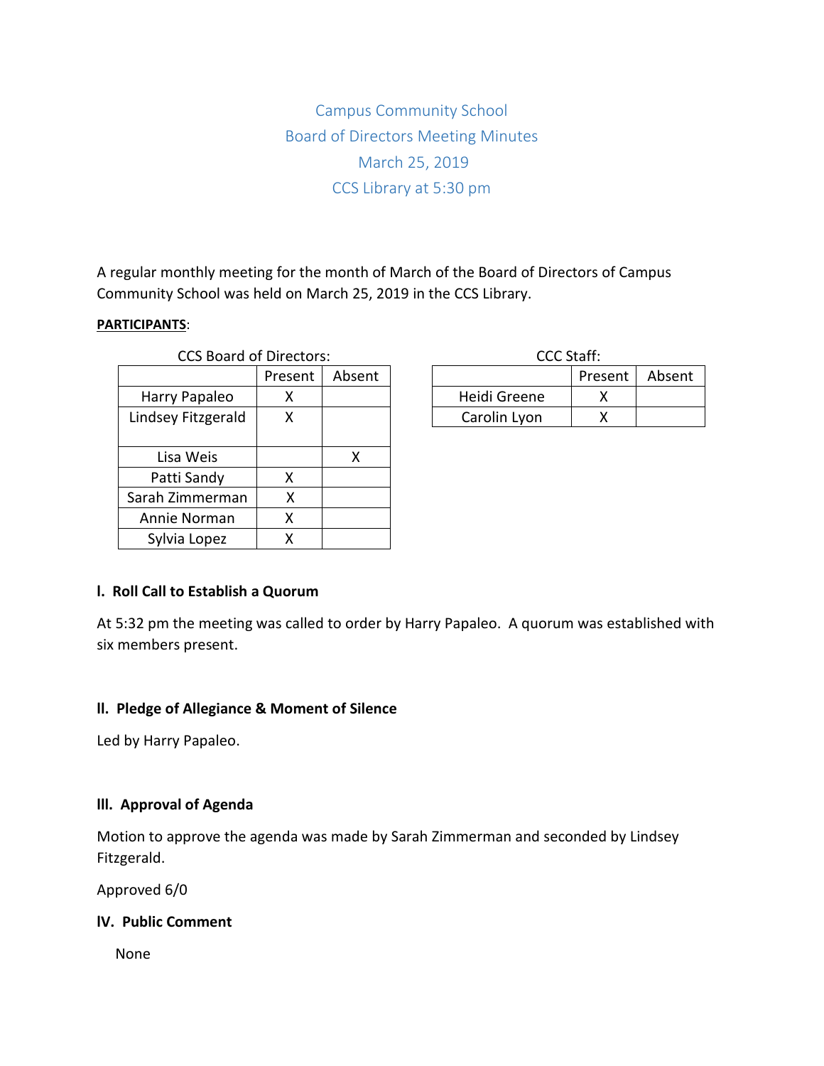# Campus Community School
## Board of Directors Meeting Minutes
### March 25, 2019
### CCS Library at 5:30 pm

A regular monthly meeting for the month of March of the Board of Directors of Campus Community School was held on March 25, 2019 in the CCS Library.

**PARTICIPANTS**:

CCS Board of Directors:

| | Present | Absent |
|---|---|---|
| Harry Papaleo | X | |
| Lindsey Fitzgerald | X | |
| Lisa Weis | | X |
| Patti Sandy | X | |
| Sarah Zimmerman | X | |
| Annie Norman | X | |
| Sylvia Lopez | X | |

CCC Staff:

| | Present | Absent |
|---|---|---|
| Heidi Greene | X | |
| Carolin Lyon | X | |

### I. Roll Call to Establish a Quorum

At 5:32 pm the meeting was called to order by Harry Papaleo. A quorum was established with six members present.

### II. Pledge of Allegiance & Moment of Silence

Led by Harry Papaleo.

### III. Approval of Agenda

Motion to approve the agenda was made by Sarah Zimmerman and seconded by Lindsey Fitzgerald.

Approved 6/0

### IV. Public Comment

None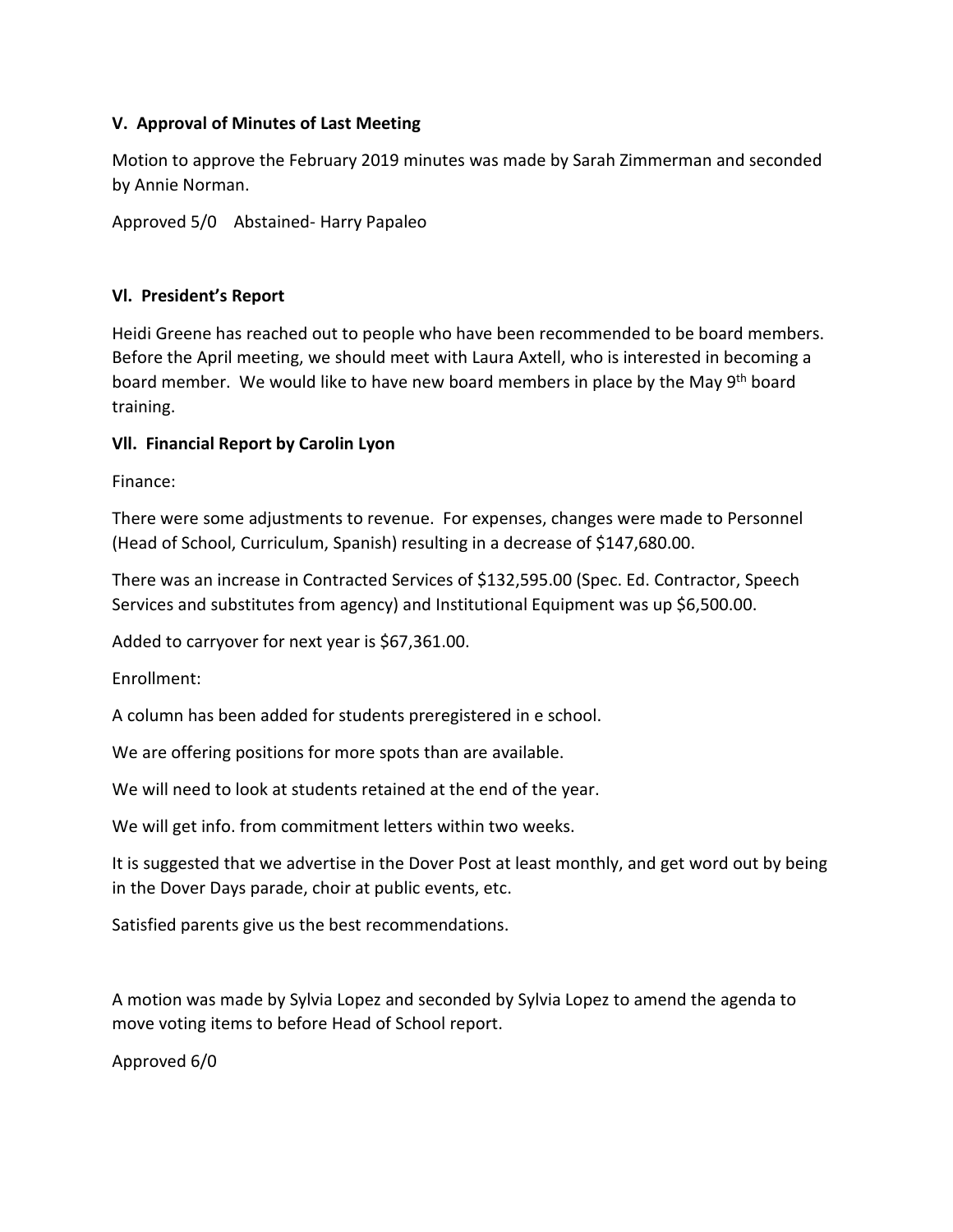**V. Approval of Minutes of Last Meeting**

Motion to approve the February 2019 minutes was made by Sarah Zimmerman and seconded by Annie Norman.

Approved 5/0 Abstained- Harry Papaleo

**Vl. President's Report**

Heidi Greene has reached out to people who have been recommended to be board members. Before the April meeting, we should meet with Laura Axtell, who is interested in becoming a board member. We would like to have new board members in place by the May 9th board training.

**Vll. Financial Report by Carolin Lyon**

Finance:

There were some adjustments to revenue. For expenses, changes were made to Personnel (Head of School, Curriculum, Spanish) resulting in a decrease of $147,680.00.

There was an increase in Contracted Services of $132,595.00 (Spec. Ed. Contractor, Speech Services and substitutes from agency) and Institutional Equipment was up $6,500.00.

Added to carryover for next year is $67,361.00.

Enrollment:

A column has been added for students preregistered in e school.

We are offering positions for more spots than are available.

We will need to look at students retained at the end of the year.

We will get info. from commitment letters within two weeks.

It is suggested that we advertise in the Dover Post at least monthly, and get word out by being in the Dover Days parade, choir at public events, etc.

Satisfied parents give us the best recommendations.

A motion was made by Sylvia Lopez and seconded by Sylvia Lopez to amend the agenda to move voting items to before Head of School report.

Approved 6/0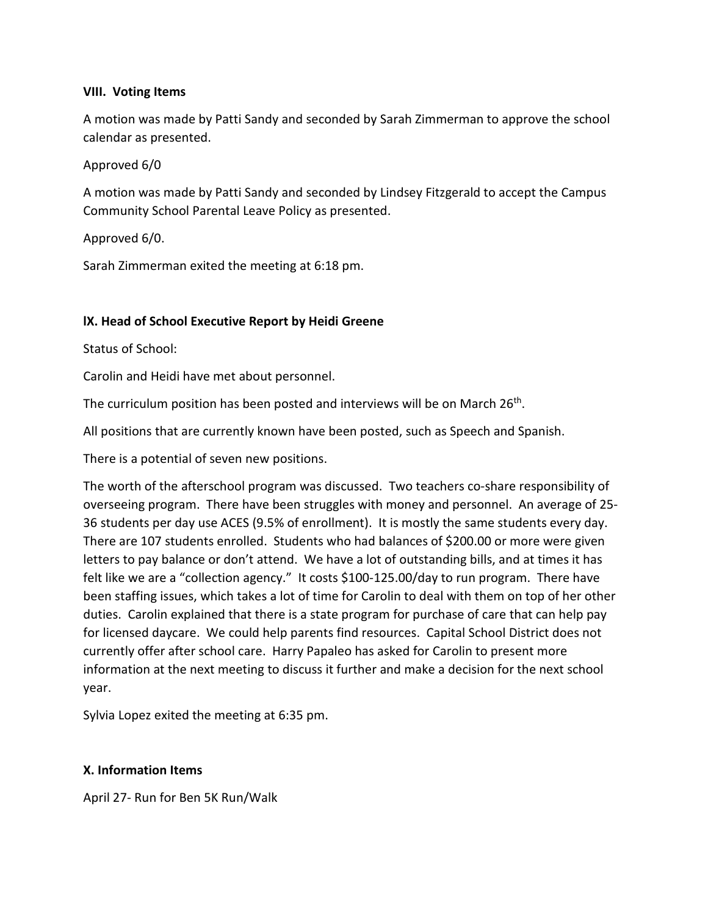### VIII. Voting Items

A motion was made by Patti Sandy and seconded by Sarah Zimmerman to approve the school calendar as presented.

Approved 6/0

A motion was made by Patti Sandy and seconded by Lindsey Fitzgerald to accept the Campus Community School Parental Leave Policy as presented.

Approved 6/0.

Sarah Zimmerman exited the meeting at 6:18 pm.

### lX. Head of School Executive Report by Heidi Greene

Status of School:

Carolin and Heidi have met about personnel.

The curriculum position has been posted and interviews will be on March 26th.

All positions that are currently known have been posted, such as Speech and Spanish.

There is a potential of seven new positions.

The worth of the afterschool program was discussed. Two teachers co-share responsibility of overseeing program. There have been struggles with money and personnel. An average of 25-36 students per day use ACES (9.5% of enrollment). It is mostly the same students every day. There are 107 students enrolled. Students who had balances of $200.00 or more were given letters to pay balance or don't attend. We have a lot of outstanding bills, and at times it has felt like we are a "collection agency." It costs $100-125.00/day to run program. There have been staffing issues, which takes a lot of time for Carolin to deal with them on top of her other duties. Carolin explained that there is a state program for purchase of care that can help pay for licensed daycare. We could help parents find resources. Capital School District does not currently offer after school care. Harry Papaleo has asked for Carolin to present more information at the next meeting to discuss it further and make a decision for the next school year.

Sylvia Lopez exited the meeting at 6:35 pm.

### X. Information Items

April 27- Run for Ben 5K Run/Walk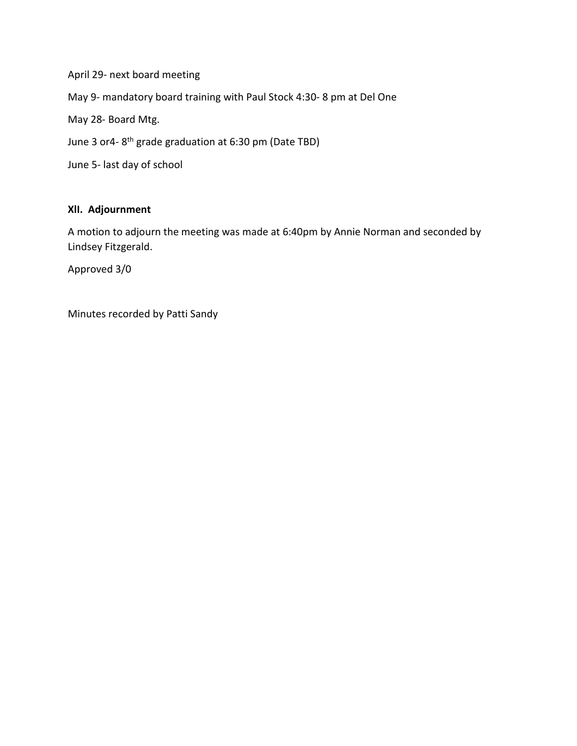April 29- next board meeting

May 9- mandatory board training with Paul Stock 4:30- 8 pm at Del One

May 28- Board Mtg.

June 3 or4- 8th grade graduation at 6:30 pm (Date TBD)

June 5- last day of school

## XII. Adjournment

A motion to adjourn the meeting was made at 6:40pm by Annie Norman and seconded by Lindsey Fitzgerald.

Approved 3/0

Minutes recorded by Patti Sandy